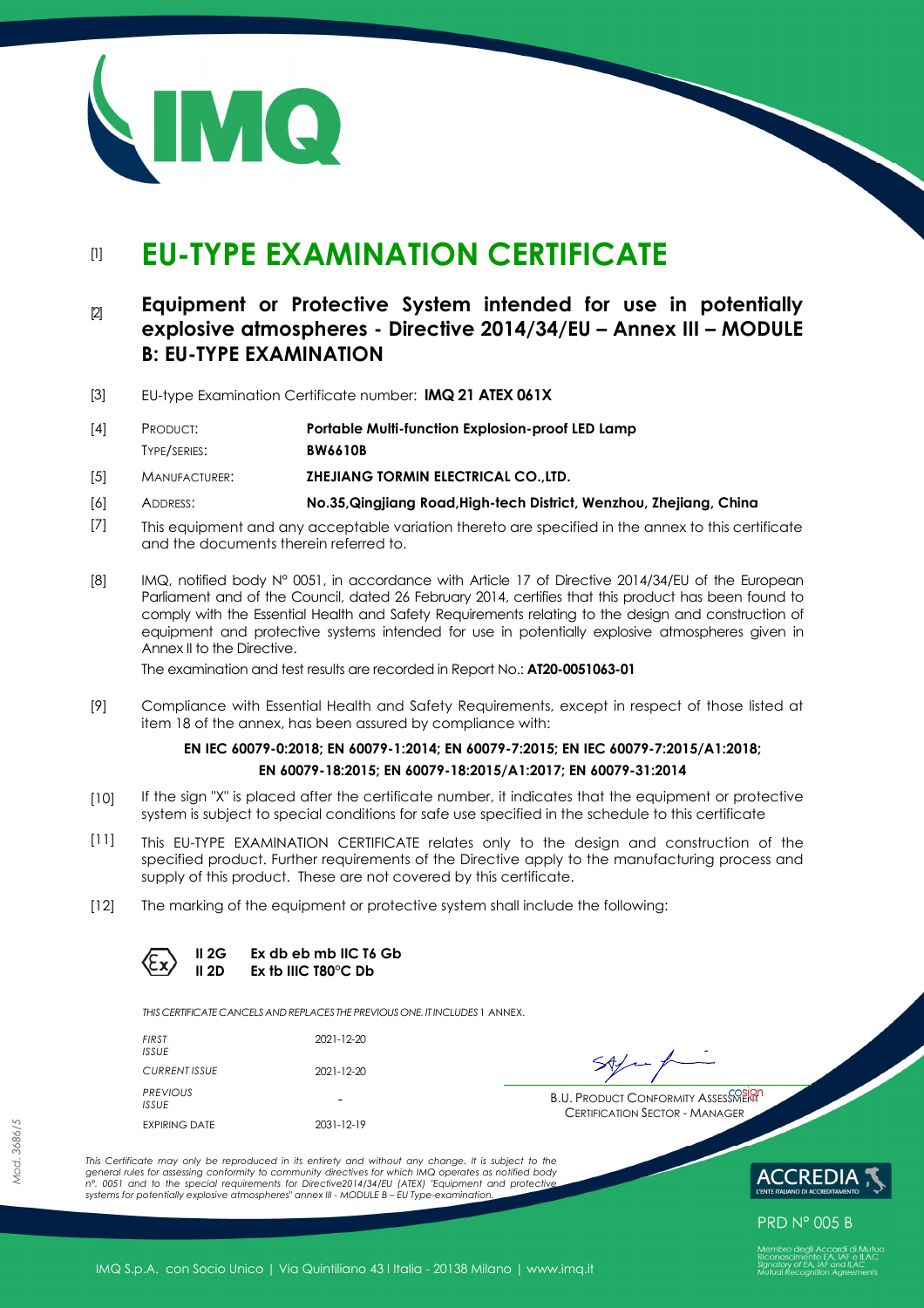# [1] EU-TYPE EXAMINATION CERTIFICATE

## [2] Equipment or Protective System intended for use in potentially explosive atmospheres - Directive 2014/34/EU – Annex III – MODULE B: EU-TYPE EXAMINATION

[3] EU-type Examination Certificate number: **IMQ 21 ATEX 061X**

[4] PRODUCT: **Portable Multi-function Explosion-proof LED Lamp**

TYPE/SERIES: **BW6610B**

[5] MANUFACTURER: **ZHEJIANG TORMIN ELECTRICAL CO.,LTD.**

[6] ADDRESS: **No.35,Qingjiang Road,High-tech District, Wenzhou, Zhejiang, China**

[7] This equipment and any acceptable variation thereto are specified in the annex to this certificate and the documents therein referred to.

[8] IMQ, notified body N° 0051, in accordance with Article 17 of Directive 2014/34/EU of the European Parliament and of the Council, dated 26 February 2014, certifies that this product has been found to comply with the Essential Health and Safety Requirements relating to the design and construction of equipment and protective systems intended for use in potentially explosive atmospheres given in Annex II to the Directive.

The examination and test results are recorded in Report No.: **AT20-0051063-01**

[9] Compliance with Essential Health and Safety Requirements, except in respect of those listed at item 18 of the annex, has been assured by compliance with:

**EN IEC 60079-0:2018; EN 60079-1:2014; EN 60079-7:2015; EN IEC 60079-7:2015/A1:2018; EN 60079-18:2015; EN 60079-18:2015/A1:2017; EN 60079-31:2014**

[10] If the sign "X" is placed after the certificate number, it indicates that the equipment or protective system is subject to special conditions for safe use specified in the schedule to this certificate

[11] This EU-TYPE EXAMINATION CERTIFICATE relates only to the design and construction of the specified product. Further requirements of the Directive apply to the manufacturing process and supply of this product. These are not covered by this certificate.

[12] The marking of the equipment or protective system shall include the following:

**II 2G Ex db eb mb IIC T6 Gb**
**II 2D Ex tb IIIC T80°C Db**

*THIS CERTIFICATE CANCELS AND REPLACES THE PREVIOUS ONE. IT INCLUDES* 1 ANNEX.

| | |
|---|---|
| *FIRST ISSUE* | 2021-12-20 |
| *CURRENT ISSUE* | 2021-12-20 |
| *PREVIOUS ISSUE* | - |
| EXPIRING DATE | 2031-12-19 |

B.U. PRODUCT CONFORMITY ASSESSMENT
CERTIFICATION SECTOR - MANAGER

*This Certificate may only be reproduced in its entirety and without any change. It is subject to the general rules for assessing conformity to community directives for which IMQ operates as notified body n°. 0051 and to the special requirements for Directive2014/34/EU (ATEX) "Equipment and protective systems for potentially explosive atmospheres" annex III - MODULE B – EU Type-examination.*

ACCREDIA L'ENTE ITALIANO DI ACCREDITAMENTO

PRD N° 005 B

Membro degli Accordi di Mutuo Riconoscimento EA, IAF e ILAC
Signatory of EA, IAF and ILAC Mutual Recognition Agreements

IMQ S.p.A. con Socio Unico | Via Quintiliano 43 I Italia - 20138 Milano | www.imq.it

Mod. 3686/5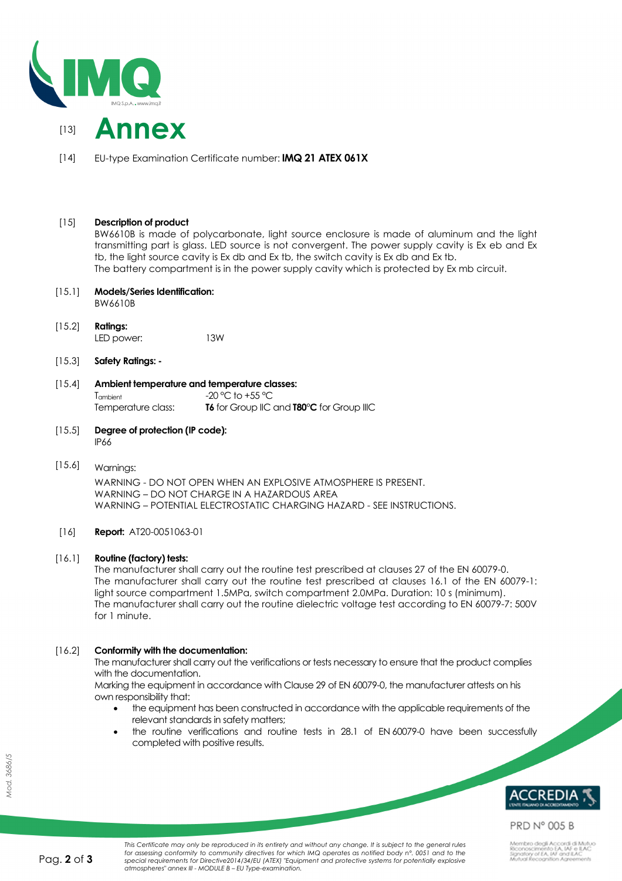# [13] Annex

[14] EU-type Examination Certificate number: **IMQ 21 ATEX 061X**

[15] **Description of product**

BW6610B is made of polycarbonate, light source enclosure is made of aluminum and the light transmitting part is glass. LED source is not convergent. The power supply cavity is Ex eb and Ex tb, the light source cavity is Ex db and Ex tb, the switch cavity is Ex db and Ex tb.
The battery compartment is in the power supply cavity which is protected by Ex mb circuit.

[15.1] **Models/Series Identification:**
BW6610B

[15.2] **Ratings:**
LED power: 13W

[15.3] **Safety Ratings: -**

[15.4] **Ambient temperature and temperature classes:**
$T_{ambient}$ -20 °C to +55 °C
Temperature class: **T6** for Group IIC and **T80°C** for Group IIIC

[15.5] **Degree of protection (IP code):**
IP66

[15.6] Warnings:
WARNING - DO NOT OPEN WHEN AN EXPLOSIVE ATMOSPHERE IS PRESENT.
WARNING – DO NOT CHARGE IN A HAZARDOUS AREA
WARNING – POTENTIAL ELECTROSTATIC CHARGING HAZARD - SEE INSTRUCTIONS.

[16] **Report:** AT20-0051063-01

[16.1] **Routine (factory) tests:**
The manufacturer shall carry out the routine test prescribed at clauses 27 of the EN 60079-0.
The manufacturer shall carry out the routine test prescribed at clauses 16.1 of the EN 60079-1: light source compartment 1.5MPa, switch compartment 2.0MPa. Duration: 10 s (minimum).
The manufacturer shall carry out the routine dielectric voltage test according to EN 60079-7: 500V for 1 minute.

[16.2] **Conformity with the documentation:**
The manufacturer shall carry out the verifications or tests necessary to ensure that the product complies with the documentation.
Marking the equipment in accordance with Clause 29 of EN 60079-0, the manufacturer attests on his own responsibility that:

- the equipment has been constructed in accordance with the applicable requirements of the relevant standards in safety matters;
- the routine verifications and routine tests in 28.1 of EN 60079-0 have been successfully completed with positive results.

*This Certificate may only be reproduced in its entirety and without any change. It is subject to the general rules for assessing conformity to community directives for which IMQ operates as notified body n°. 0051 and to the special requirements for Directive2014/34/EU (ATEX) "Equipment and protective systems for potentially explosive atmospheres" annex III - MODULE B – EU Type-examination.*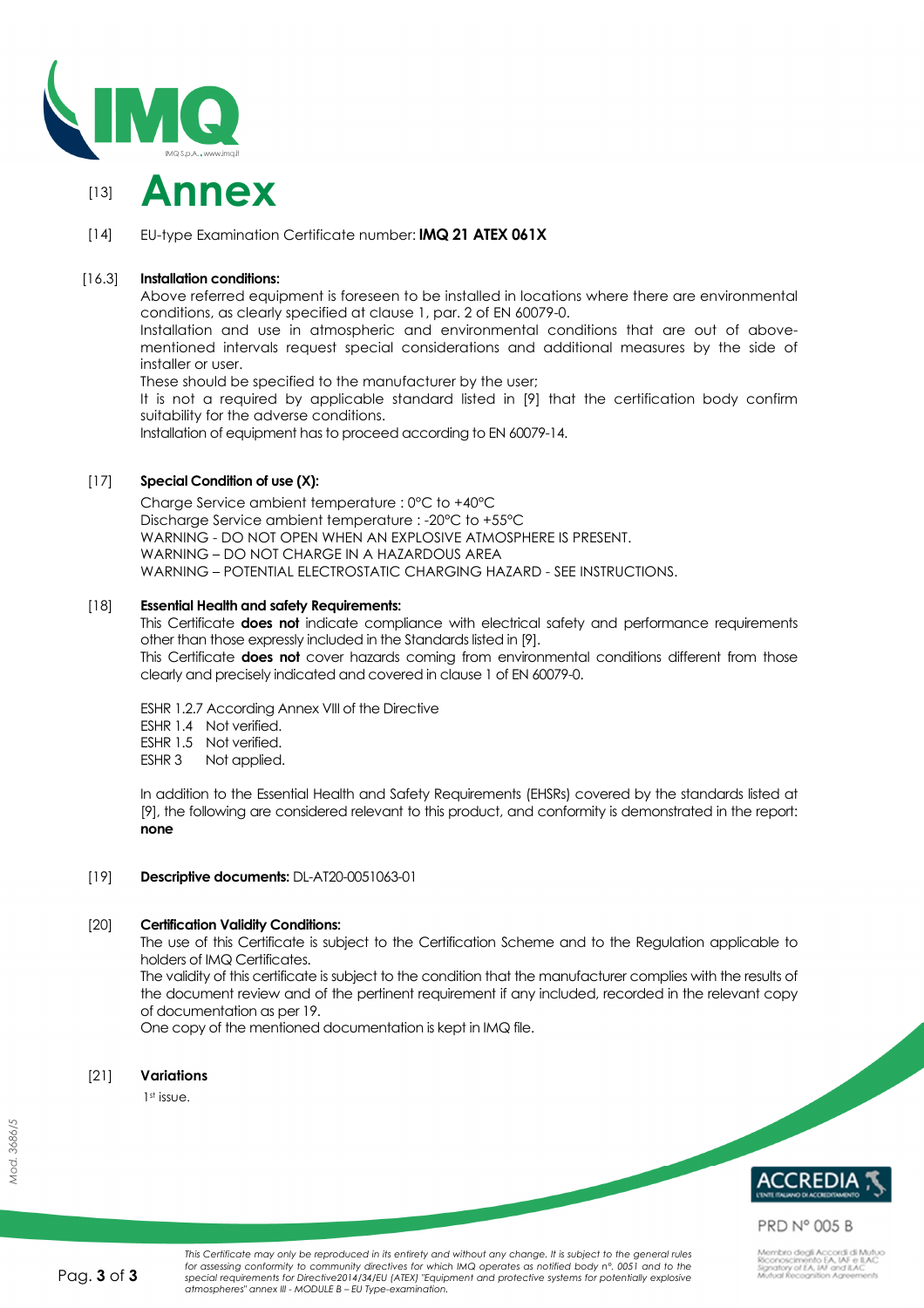# [13] Annex

[14] EU-type Examination Certificate number: **IMQ 21 ATEX 061X**

[16.3] **Installation conditions:**

Above referred equipment is foreseen to be installed in locations where there are environmental conditions, as clearly specified at clause 1, par. 2 of EN 60079-0.
Installation and use in atmospheric and environmental conditions that are out of above-mentioned intervals request special considerations and additional measures by the side of installer or user.
These should be specified to the manufacturer by the user;
It is not a required by applicable standard listed in [9] that the certification body confirm suitability for the adverse conditions.
Installation of equipment has to proceed according to EN 60079-14.

[17] **Special Condition of use (X):**

Charge Service ambient temperature : 0°C to +40°C
Discharge Service ambient temperature : -20°C to +55°C
WARNING - DO NOT OPEN WHEN AN EXPLOSIVE ATMOSPHERE IS PRESENT.
WARNING – DO NOT CHARGE IN A HAZARDOUS AREA
WARNING – POTENTIAL ELECTROSTATIC CHARGING HAZARD - SEE INSTRUCTIONS.

[18] **Essential Health and safety Requirements:**

This Certificate **does not** indicate compliance with electrical safety and performance requirements other than those expressly included in the Standards listed in [9].
This Certificate **does not** cover hazards coming from environmental conditions different from those clearly and precisely indicated and covered in clause 1 of EN 60079-0.

ESHR 1.2.7 According Annex VIII of the Directive
ESHR 1.4 Not verified.
ESHR 1.5 Not verified.
ESHR 3 Not applied.

In addition to the Essential Health and Safety Requirements (EHSRs) covered by the standards listed at [9], the following are considered relevant to this product, and conformity is demonstrated in the report: **none**

[19] **Descriptive documents:** DL-AT20-0051063-01

[20] **Certification Validity Conditions:**

The use of this Certificate is subject to the Certification Scheme and to the Regulation applicable to holders of IMQ Certificates.
The validity of this certificate is subject to the condition that the manufacturer complies with the results of the document review and of the pertinent requirement if any included, recorded in the relevant copy of documentation as per 19.
One copy of the mentioned documentation is kept in IMQ file.

[21] **Variations**

1st issue.

*This Certificate may only be reproduced in its entirety and without any change. It is subject to the general rules for assessing conformity to community directives for which IMQ operates as notified body n°. 0051 and to the special requirements for Directive2014/34/EU (ATEX) "Equipment and protective systems for potentially explosive atmospheres" annex III - MODULE B – EU Type-examination.*